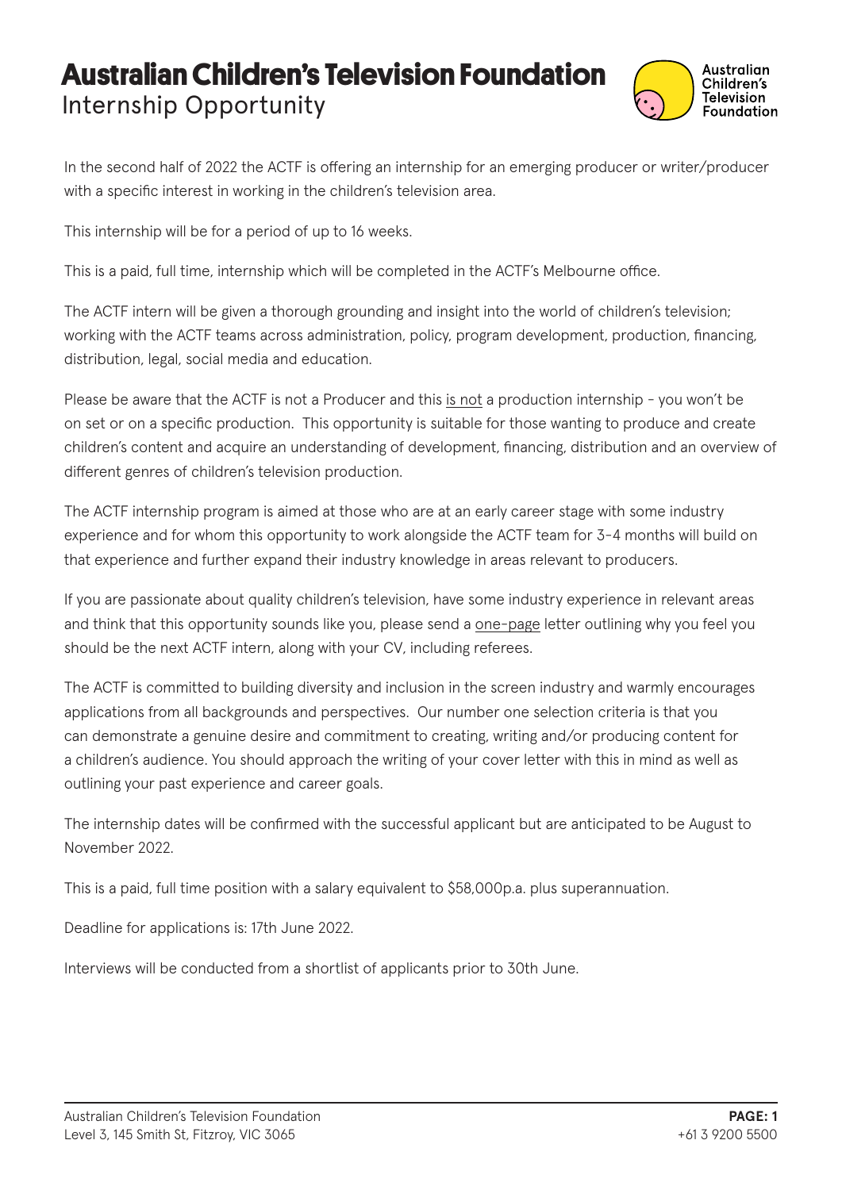# Australian Children's Television Foundation

## Internship Opportunity

In the second half of 2022 the ACTF is offering an internship for an emerging producer or writer/producer with a specific interest in working in the children's television area.

This internship will be for a period of up to 16 weeks.

This is a paid, full time, internship which will be completed in the ACTF's Melbourne office.

The ACTF intern will be given a thorough grounding and insight into the world of children's television; working with the ACTF teams across administration, policy, program development, production, financing, distribution, legal, social media and education.

Please be aware that the ACTF is not a Producer and this is not a production internship - you won't be on set or on a specific production. This opportunity is suitable for those wanting to produce and create children's content and acquire an understanding of development, financing, distribution and an overview of different genres of children's television production.

The ACTF internship program is aimed at those who are at an early career stage with some industry experience and for whom this opportunity to work alongside the ACTF team for 3-4 months will build on that experience and further expand their industry knowledge in areas relevant to producers.

If you are passionate about quality children's television, have some industry experience in relevant areas and think that this opportunity sounds like you, please send a one-page letter outlining why you feel you should be the next ACTF intern, along with your CV, including referees.

The ACTF is committed to building diversity and inclusion in the screen industry and warmly encourages applications from all backgrounds and perspectives. Our number one selection criteria is that you can demonstrate a genuine desire and commitment to creating, writing and/or producing content for a children's audience. You should approach the writing of your cover letter with this in mind as well as outlining your past experience and career goals.

The internship dates will be confirmed with the successful applicant but are anticipated to be August to November 2022.

This is a paid, full time position with a salary equivalent to $58,000p.a. plus superannuation.

Deadline for applications is: 17th June 2022.

Interviews will be conducted from a shortlist of applicants prior to 30th June.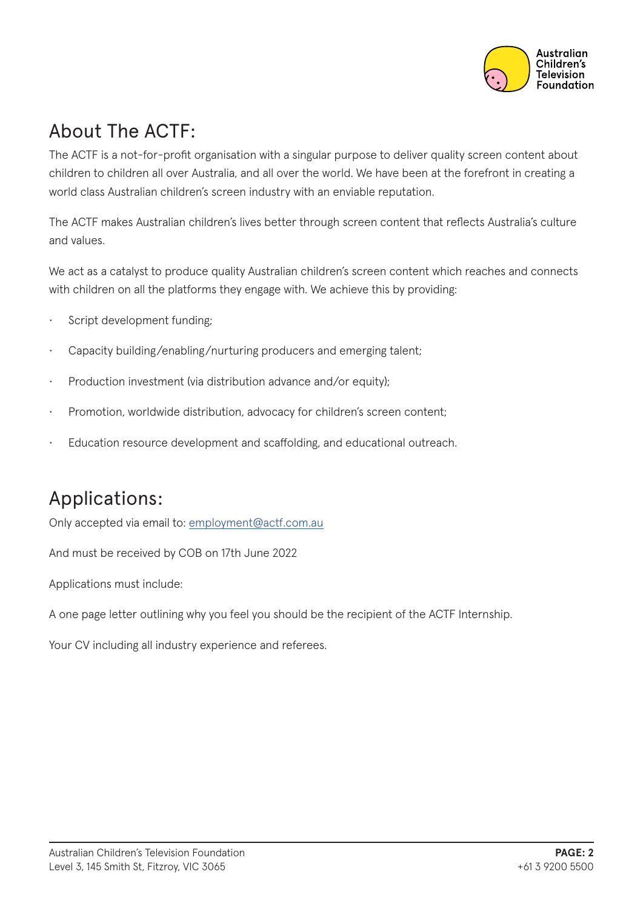## About The ACTF:

The ACTF is a not-for-profit organisation with a singular purpose to deliver quality screen content about children to children all over Australia, and all over the world. We have been at the forefront in creating a world class Australian children's screen industry with an enviable reputation.

The ACTF makes Australian children's lives better through screen content that reflects Australia's culture and values.

We act as a catalyst to produce quality Australian children's screen content which reaches and connects with children on all the platforms they engage with. We achieve this by providing:

- Script development funding;
- Capacity building/enabling/nurturing producers and emerging talent;
- Production investment (via distribution advance and/or equity);
- Promotion, worldwide distribution, advocacy for children's screen content;
- Education resource development and scaffolding, and educational outreach.

## Applications:

Only accepted via email to: employment@actf.com.au

And must be received by COB on 17th June 2022

Applications must include:

A one page letter outlining why you feel you should be the recipient of the ACTF Internship.

Your CV including all industry experience and referees.